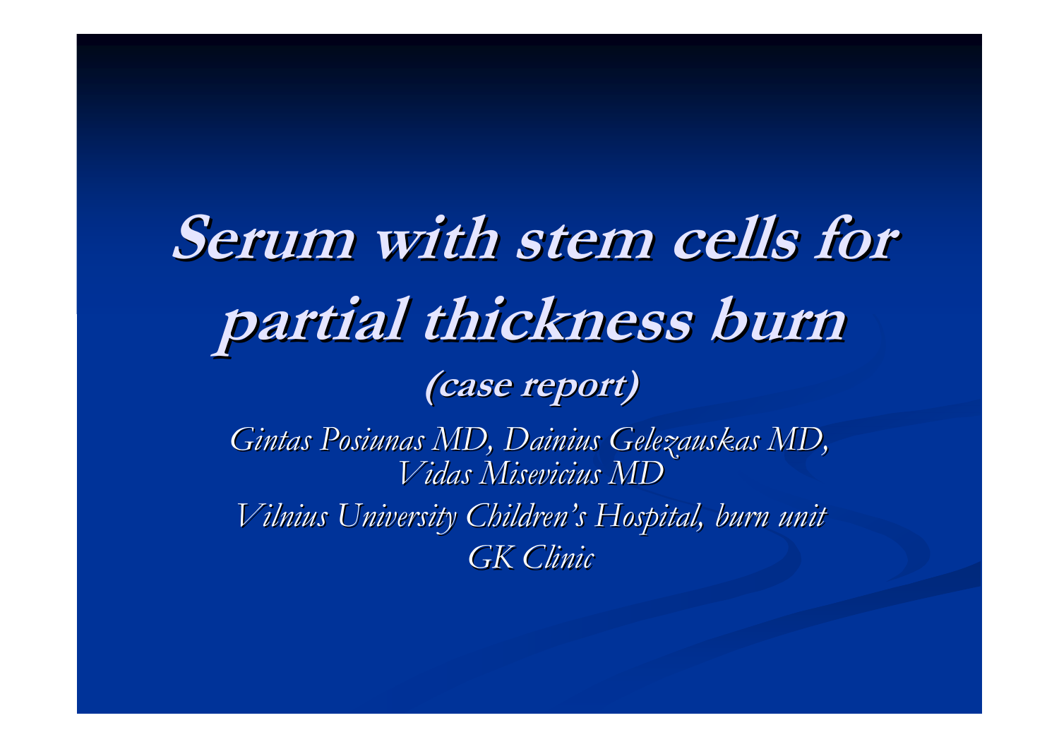# Serum with stem cells for partial thickness burn

**(case report)**

*Gintas Posiunas MD, Dainius Gelezauskas MD, Vidas Misevicius MD*

*Vilnius University Children's Hospital, burn unit*

*GK Clinic*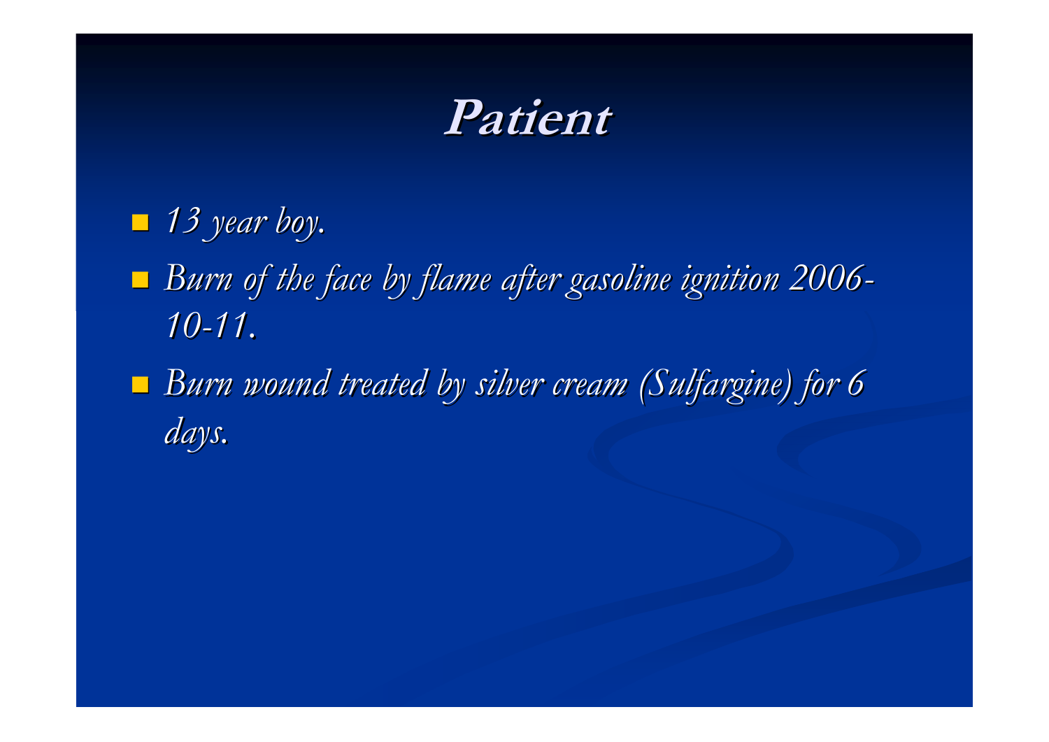# Patient

- *13 year boy.*
- *Burn of the face by flame after gasoline ignition 2006-10-11.*
- *Burn wound treated by silver cream (Sulfargine) for 6 days.*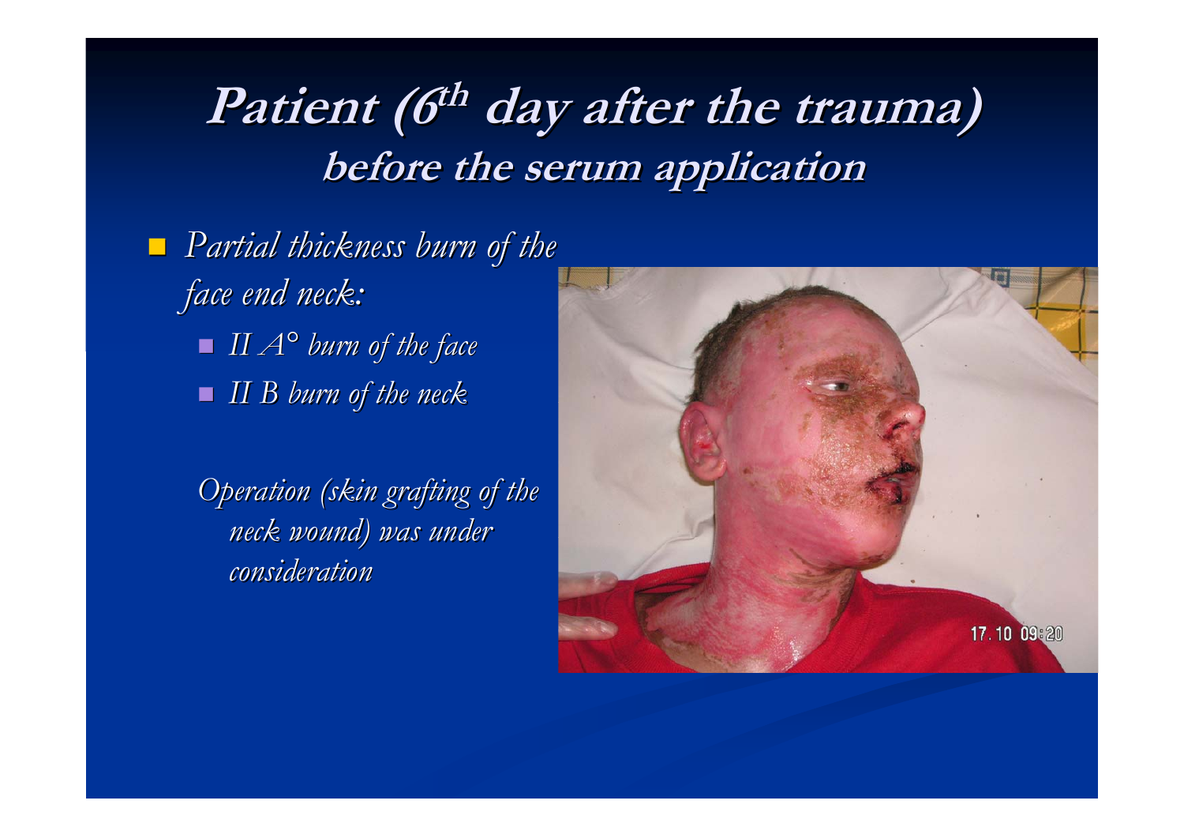# Patient (6th day after the trauma)
## before the serum application

- *Partial thickness burn of the face end neck:*
  - *II A° burn of the face*
  - *II B burn of the neck*

*Operation (skin grafting of the neck wound) was under consideration*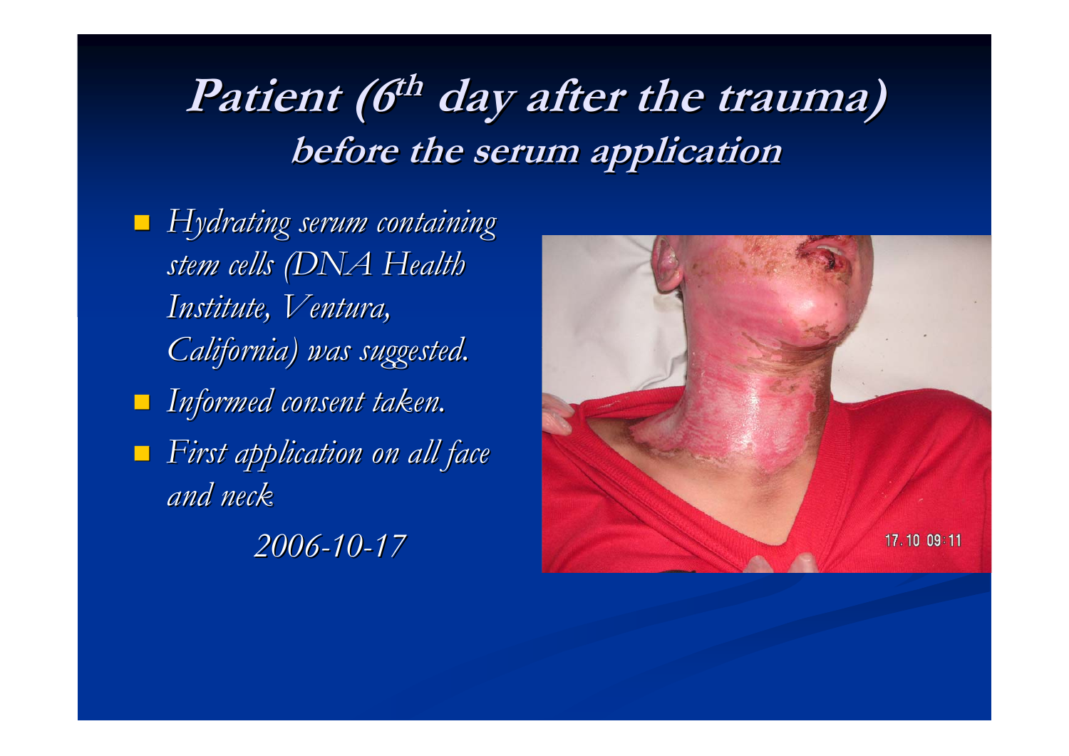# *Patient (6th day after the trauma)*
## *before the serum application*

- *Hydrating serum containing stem cells (DNA Health Institute, Ventura, California) was suggested.*
- *Informed consent taken.*
- *First application on all face and neck*

*2006-10-17*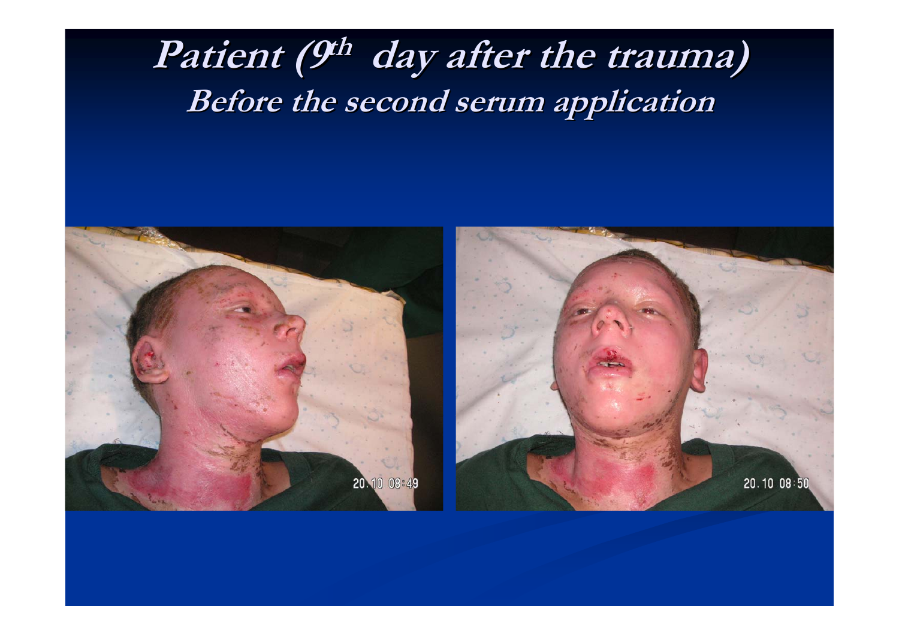# Patient ($9^{th}$ day after the trauma)

## Before the second serum application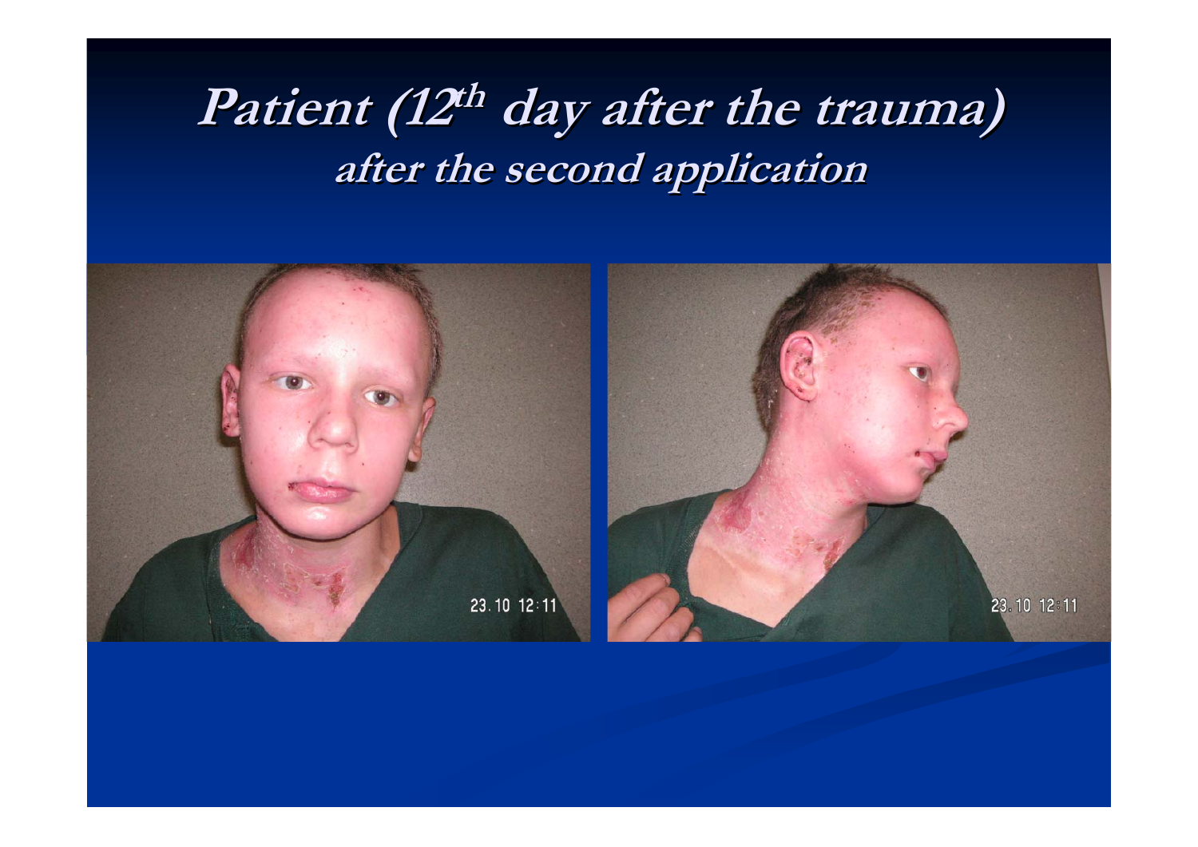# *Patient (12th day after the trauma)*

## *after the second application*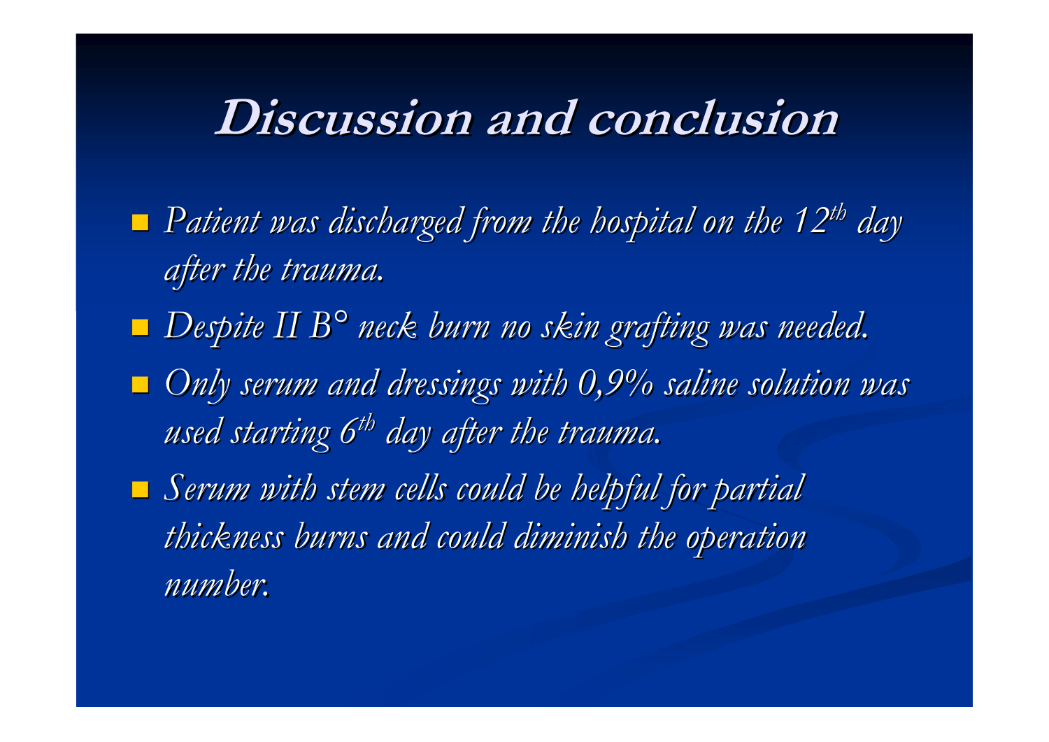# Discussion and conclusion

- *Patient was discharged from the hospital on the 12$^{th}$ day after the trauma.*
- *Despite II B° neck burn no skin grafting was needed.*
- *Only serum and dressings with 0,9% saline solution was used starting 6$^{th}$ day after the trauma.*
- *Serum with stem cells could be helpful for partial thickness burns and could diminish the operation number.*